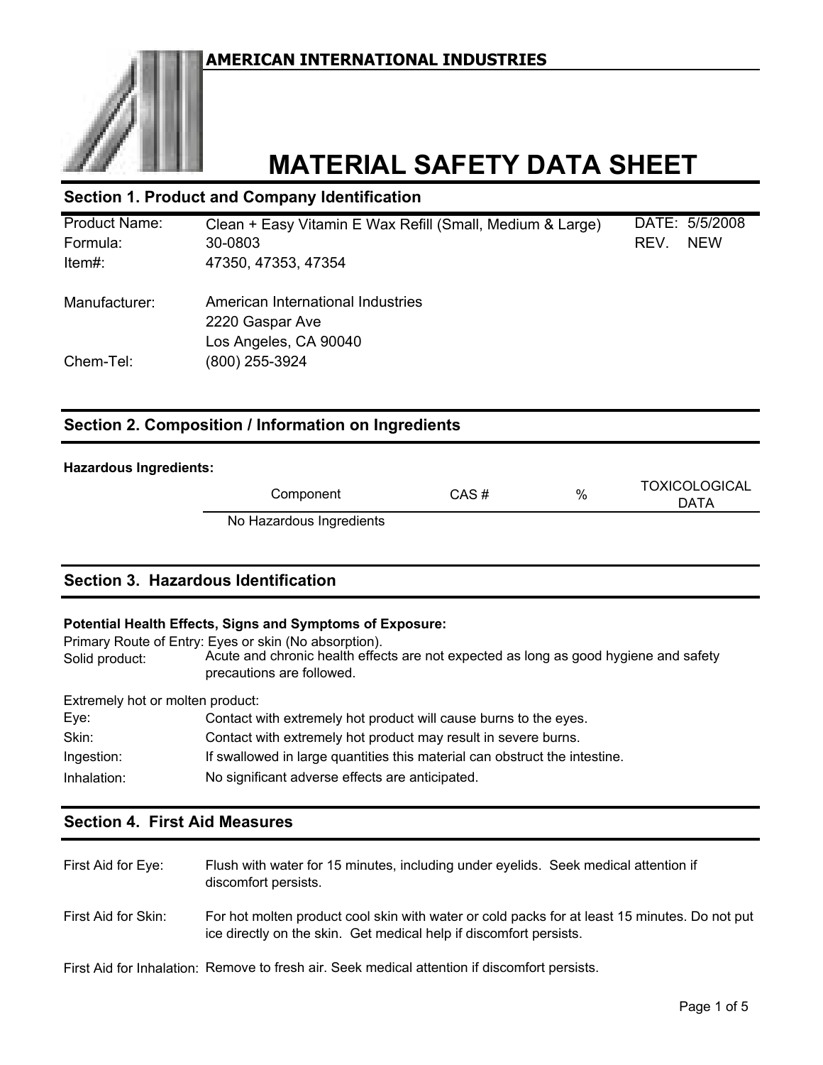**AMERICAN INTERNATIONAL INDUSTRIES**

# MATERIAL SAFETY DATA SHEET

## Section 1. Product and Company Identification

| | | | |
|---|---|---|---|
| Product Name: | Clean + Easy Vitamin E Wax Refill (Small, Medium & Large) | DATE: | 5/5/2008 |
| Formula: | 30-0803 | REV. | NEW |
| Item#: | 47350, 47353, 47354 | | |

Manufacturer: American International Industries
2220 Gaspar Ave
Los Angeles, CA 90040

Chem-Tel: (800) 255-3924

## Section 2. Composition / Information on Ingredients

**Hazardous Ingredients:**

| Component | CAS # | % | TOXICOLOGICAL DATA |
|---|---|---|---|
| No Hazardous Ingredients | | | |

## Section 3. Hazardous Identification

**Potential Health Effects, Signs and Symptoms of Exposure:**

Primary Route of Entry: Eyes or skin (No absorption).

Solid product: Acute and chronic health effects are not expected as long as good hygiene and safety precautions are followed.

Extremely hot or molten product:

Eye: Contact with extremely hot product will cause burns to the eyes.

Skin: Contact with extremely hot product may result in severe burns.

Ingestion: If swallowed in large quantities this material can obstruct the intestine.

Inhalation: No significant adverse effects are anticipated.

## Section 4. First Aid Measures

First Aid for Eye: Flush with water for 15 minutes, including under eyelids. Seek medical attention if discomfort persists.

First Aid for Skin: For hot molten product cool skin with water or cold packs for at least 15 minutes. Do not put ice directly on the skin. Get medical help if discomfort persists.

First Aid for Inhalation: Remove to fresh air. Seek medical attention if discomfort persists.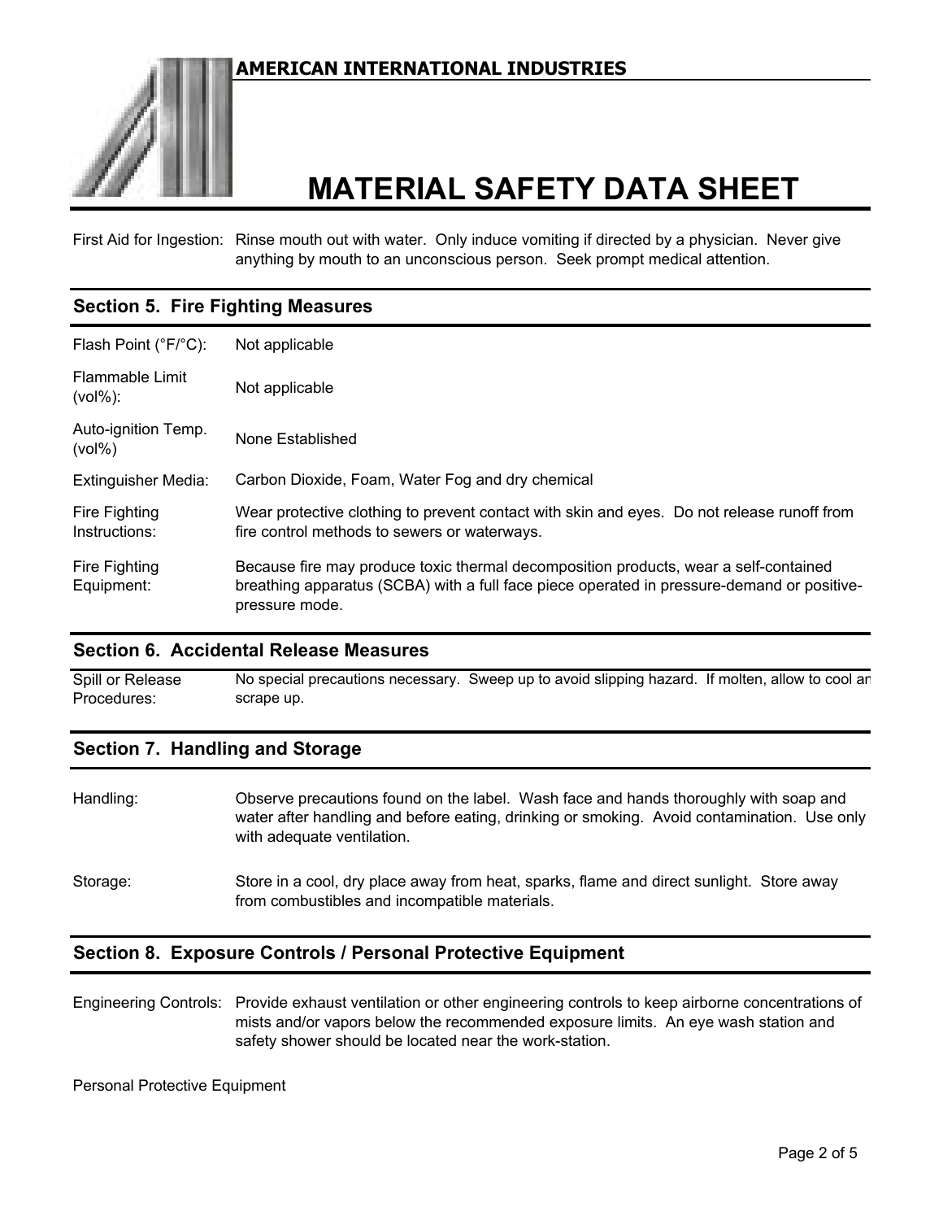First Aid for Ingestion: Rinse mouth out with water. Only induce vomiting if directed by a physician. Never give anything by mouth to an unconscious person. Seek prompt medical attention.

## Section 5. Fire Fighting Measures

| | |
|---|---|
| Flash Point (°F/°C): | Not applicable |
| Flammable Limit (vol%): | Not applicable |
| Auto-ignition Temp. (vol%) | None Established |
| Extinguisher Media: | Carbon Dioxide, Foam, Water Fog and dry chemical |
| Fire Fighting Instructions: | Wear protective clothing to prevent contact with skin and eyes. Do not release runoff from fire control methods to sewers or waterways. |
| Fire Fighting Equipment: | Because fire may produce toxic thermal decomposition products, wear a self-contained breathing apparatus (SCBA) with a full face piece operated in pressure-demand or positive-pressure mode. |

## Section 6. Accidental Release Measures

| | |
|---|---|
| Spill or Release Procedures: | No special precautions necessary. Sweep up to avoid slipping hazard. If molten, allow to cool an scrape up. |

## Section 7. Handling and Storage

| | |
|---|---|
| Handling: | Observe precautions found on the label. Wash face and hands thoroughly with soap and water after handling and before eating, drinking or smoking. Avoid contamination. Use only with adequate ventilation. |
| Storage: | Store in a cool, dry place away from heat, sparks, flame and direct sunlight. Store away from combustibles and incompatible materials. |

## Section 8. Exposure Controls / Personal Protective Equipment

Engineering Controls: Provide exhaust ventilation or other engineering controls to keep airborne concentrations of mists and/or vapors below the recommended exposure limits. An eye wash station and safety shower should be located near the work-station.

Personal Protective Equipment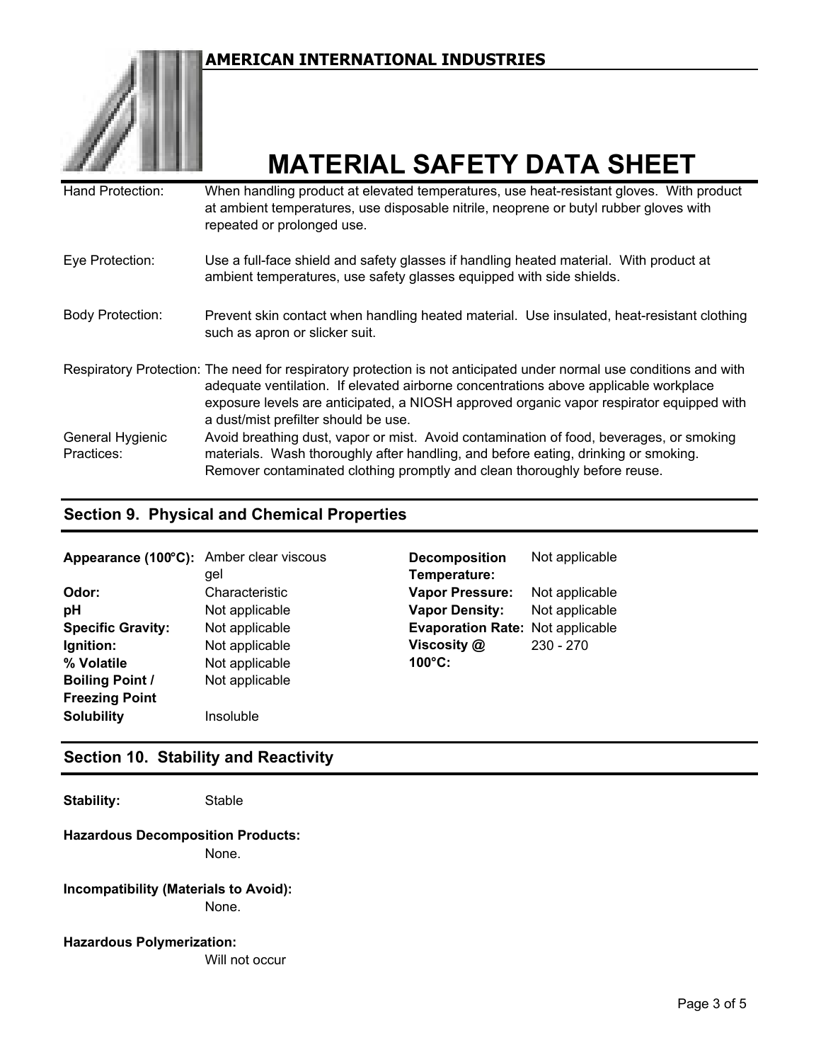**AMERICAN INTERNATIONAL INDUSTRIES**

# MATERIAL SAFETY DATA SHEET

| | |
|---|---|
| Hand Protection: | When handling product at elevated temperatures, use heat-resistant gloves. With product at ambient temperatures, use disposable nitrile, neoprene or butyl rubber gloves with repeated or prolonged use. |
| Eye Protection: | Use a full-face shield and safety glasses if handling heated material. With product at ambient temperatures, use safety glasses equipped with side shields. |
| Body Protection: | Prevent skin contact when handling heated material. Use insulated, heat-resistant clothing such as apron or slicker suit. |
| Respiratory Protection: | The need for respiratory protection is not anticipated under normal use conditions and with adequate ventilation. If elevated airborne concentrations above applicable workplace exposure levels are anticipated, a NIOSH approved organic vapor respirator equipped with a dust/mist prefilter should be use. |
| General Hygienic Practices: | Avoid breathing dust, vapor or mist. Avoid contamination of food, beverages, or smoking materials. Wash thoroughly after handling, and before eating, drinking or smoking. Remover contaminated clothing promptly and clean thoroughly before reuse. |

## Section 9. Physical and Chemical Properties

| | | | |
|---|---|---|---|
| **Appearance (100°C):** | Amber clear viscous gel | **Decomposition Temperature:** | Not applicable |
| **Odor:** | Characteristic | **Vapor Pressure:** | Not applicable |
| **pH** | Not applicable | **Vapor Density:** | Not applicable |
| **Specific Gravity:** | Not applicable | **Evaporation Rate:** | Not applicable |
| **Ignition:** | Not applicable | **Viscosity @ 100°C:** | 230 - 270 |
| **% Volatile** | Not applicable | | |
| **Boiling Point / Freezing Point** | Not applicable | | |
| **Solubility** | Insoluble | | |

## Section 10. Stability and Reactivity

**Stability:** Stable

**Hazardous Decomposition Products:**
None.

**Incompatibility (Materials to Avoid):**
None.

**Hazardous Polymerization:**
Will not occur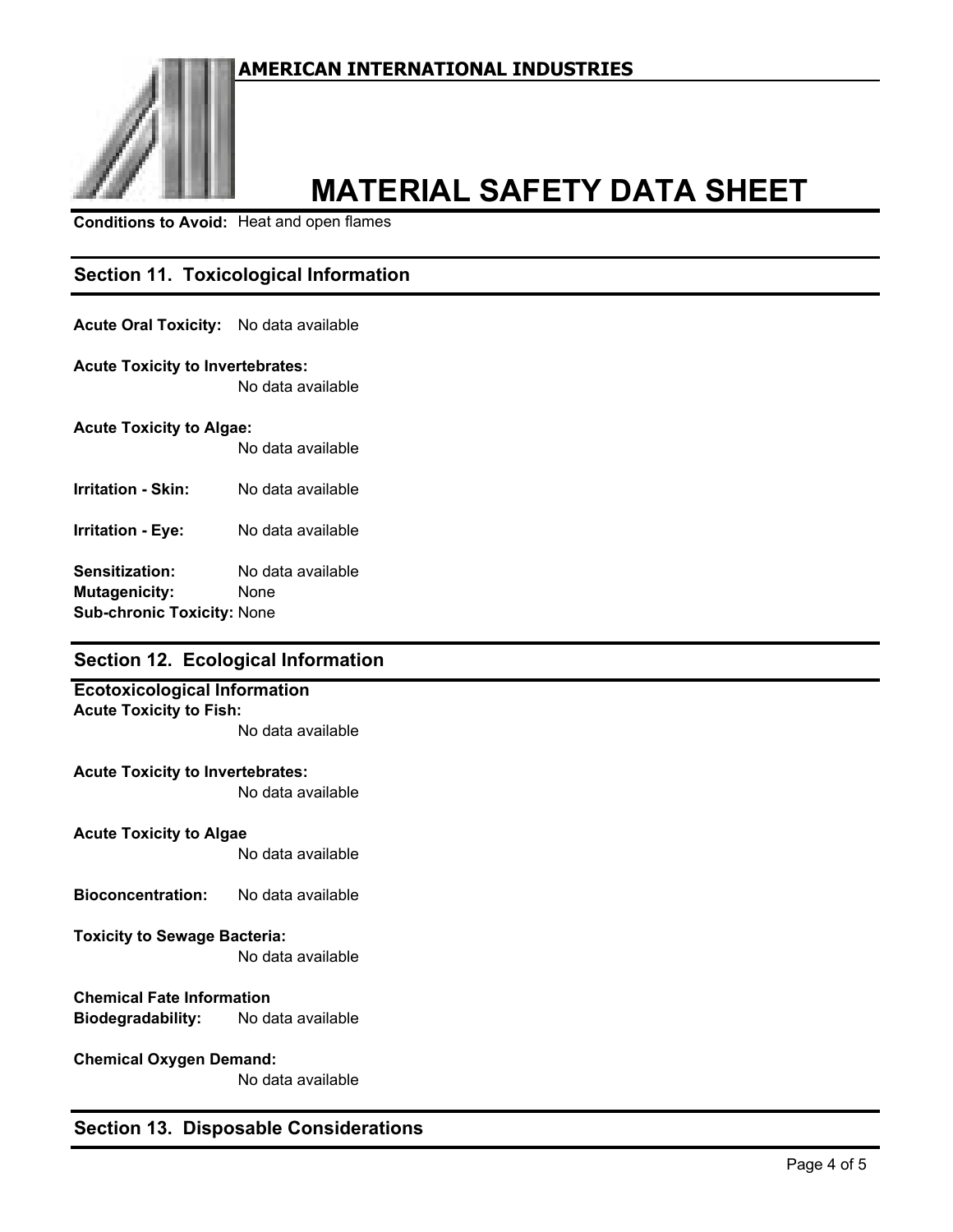**Conditions to Avoid:** Heat and open flames

## Section 11. Toxicological Information

**Acute Oral Toxicity:** No data available

**Acute Toxicity to Invertebrates:**
No data available

**Acute Toxicity to Algae:**
No data available

**Irritation - Skin:** No data available

**Irritation - Eye:** No data available

**Sensitization:** No data available
**Mutagenicity:** None
**Sub-chronic Toxicity:** None

## Section 12. Ecological Information

**Ecotoxicological Information**
**Acute Toxicity to Fish:**
No data available

**Acute Toxicity to Invertebrates:**
No data available

**Acute Toxicity to Algae**
No data available

**Bioconcentration:** No data available

**Toxicity to Sewage Bacteria:**
No data available

**Chemical Fate Information**
**Biodegradability:** No data available

**Chemical Oxygen Demand:**
No data available

## Section 13. Disposable Considerations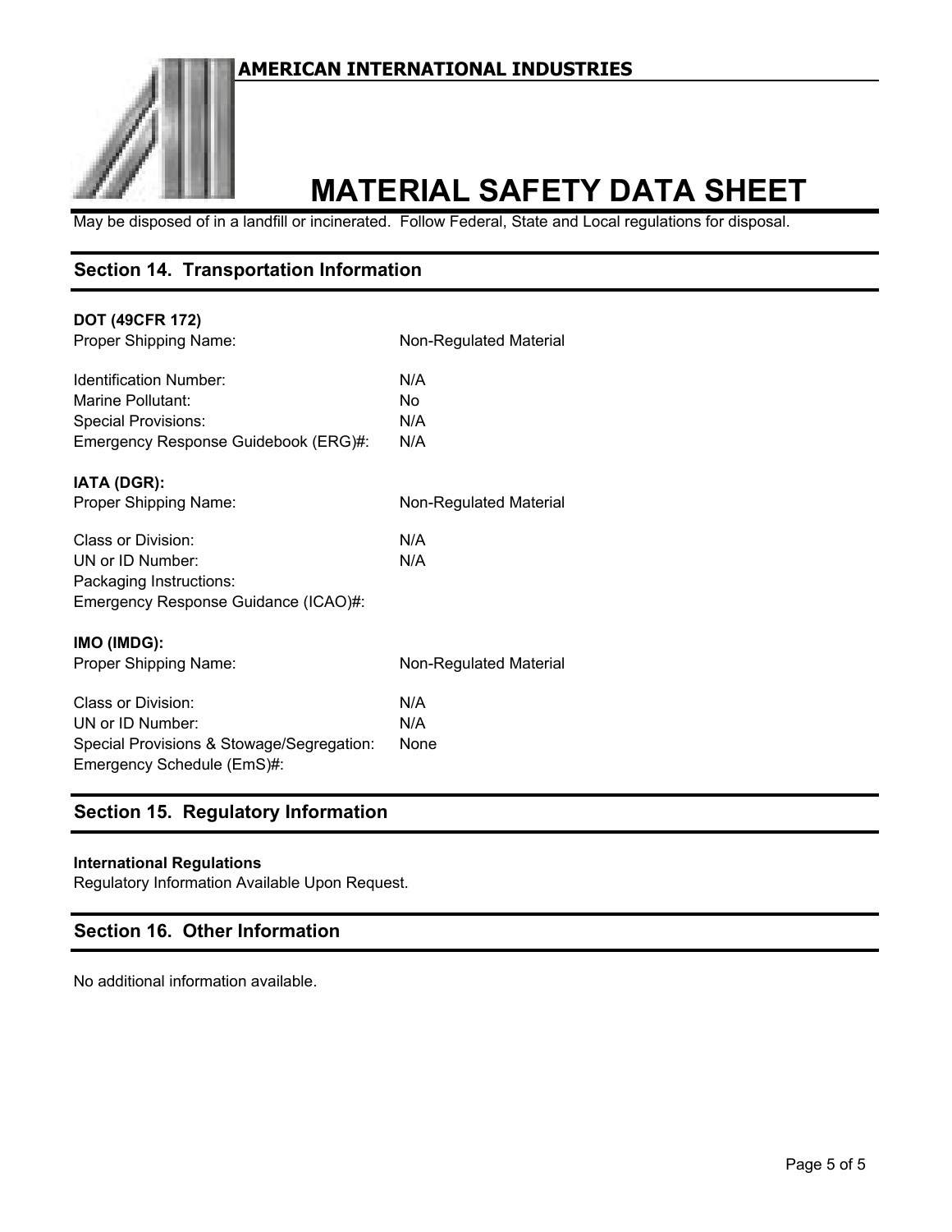May be disposed of in a landfill or incinerated. Follow Federal, State and Local regulations for disposal.

## Section 14. Transportation Information

**DOT (49CFR 172)**

| | |
|---|---|
| Proper Shipping Name: | Non-Regulated Material |
| Identification Number: | N/A |
| Marine Pollutant: | No |
| Special Provisions: | N/A |
| Emergency Response Guidebook (ERG)#: | N/A |

**IATA (DGR):**

| | |
|---|---|
| Proper Shipping Name: | Non-Regulated Material |
| Class or Division: | N/A |
| UN or ID Number: | N/A |
| Packaging Instructions: | |
| Emergency Response Guidance (ICAO)#: | |

**IMO (IMDG):**

| | |
|---|---|
| Proper Shipping Name: | Non-Regulated Material |
| Class or Division: | N/A |
| UN or ID Number: | N/A |
| Special Provisions & Stowage/Segregation: | None |
| Emergency Schedule (EmS)#: | |

## Section 15. Regulatory Information

**International Regulations**

Regulatory Information Available Upon Request.

## Section 16. Other Information

No additional information available.